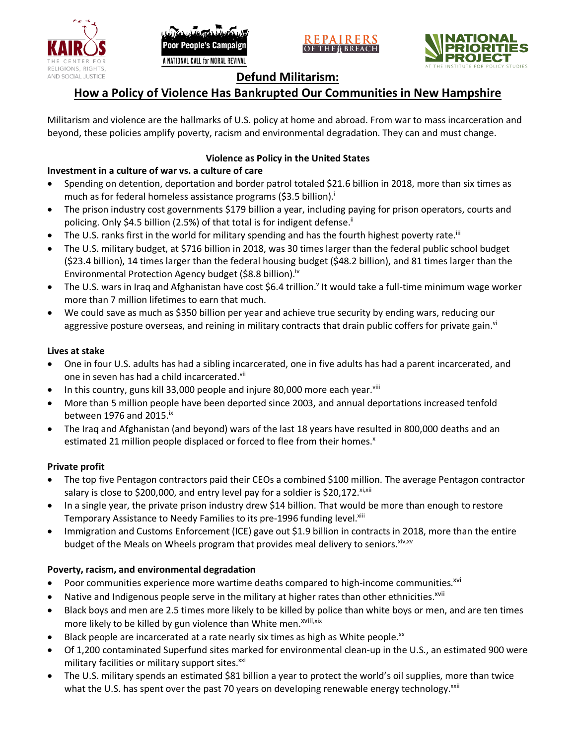# Defund Militarism:

## How a Policy of Violence Has Bankrupted Our Communities in New Hampshire

Militarism and violence are the hallmarks of U.S. policy at home and abroad. From war to mass incarceration and beyond, these policies amplify poverty, racism and environmental degradation. They can and must change.

### Violence as Policy in the United States

**Investment in a culture of war vs. a culture of care**

- Spending on detention, deportation and border patrol totaled $21.6 billion in 2018, more than six times as much as for federal homeless assistance programs ($3.5 billion).[i]
- The prison industry cost governments $179 billion a year, including paying for prison operators, courts and policing. Only $4.5 billion (2.5%) of that total is for indigent defense.[ii]
- The U.S. ranks first in the world for military spending and has the fourth highest poverty rate.[iii]
- The U.S. military budget, at $716 billion in 2018, was 30 times larger than the federal public school budget ($23.4 billion), 14 times larger than the federal housing budget ($48.2 billion), and 81 times larger than the Environmental Protection Agency budget ($8.8 billion).[iv]
- The U.S. wars in Iraq and Afghanistan have cost $6.4 trillion.[v] It would take a full-time minimum wage worker more than 7 million lifetimes to earn that much.
- We could save as much as $350 billion per year and achieve true security by ending wars, reducing our aggressive posture overseas, and reining in military contracts that drain public coffers for private gain.[vi]

**Lives at stake**

- One in four U.S. adults has had a sibling incarcerated, one in five adults has had a parent incarcerated, and one in seven has had a child incarcerated.[vii]
- In this country, guns kill 33,000 people and injure 80,000 more each year.[viii]
- More than 5 million people have been deported since 2003, and annual deportations increased tenfold between 1976 and 2015.[ix]
- The Iraq and Afghanistan (and beyond) wars of the last 18 years have resulted in 800,000 deaths and an estimated 21 million people displaced or forced to flee from their homes.[x]

**Private profit**

- The top five Pentagon contractors paid their CEOs a combined $100 million. The average Pentagon contractor salary is close to $200,000, and entry level pay for a soldier is $20,172.[xi,xii]
- In a single year, the private prison industry drew $14 billion. That would be more than enough to restore Temporary Assistance to Needy Families to its pre-1996 funding level.[xiii]
- Immigration and Customs Enforcement (ICE) gave out $1.9 billion in contracts in 2018, more than the entire budget of the Meals on Wheels program that provides meal delivery to seniors.[xiv,xv]

**Poverty, racism, and environmental degradation**

- Poor communities experience more wartime deaths compared to high-income communities.[xvi]
- Native and Indigenous people serve in the military at higher rates than other ethnicities.[xvii]
- Black boys and men are 2.5 times more likely to be killed by police than white boys or men, and are ten times more likely to be killed by gun violence than White men.[xviii,xix]
- Black people are incarcerated at a rate nearly six times as high as White people.[xx]
- Of 1,200 contaminated Superfund sites marked for environmental clean-up in the U.S., an estimated 900 were military facilities or military support sites.[xxi]
- The U.S. military spends an estimated $81 billion a year to protect the world's oil supplies, more than twice what the U.S. has spent over the past 70 years on developing renewable energy technology.[xxii]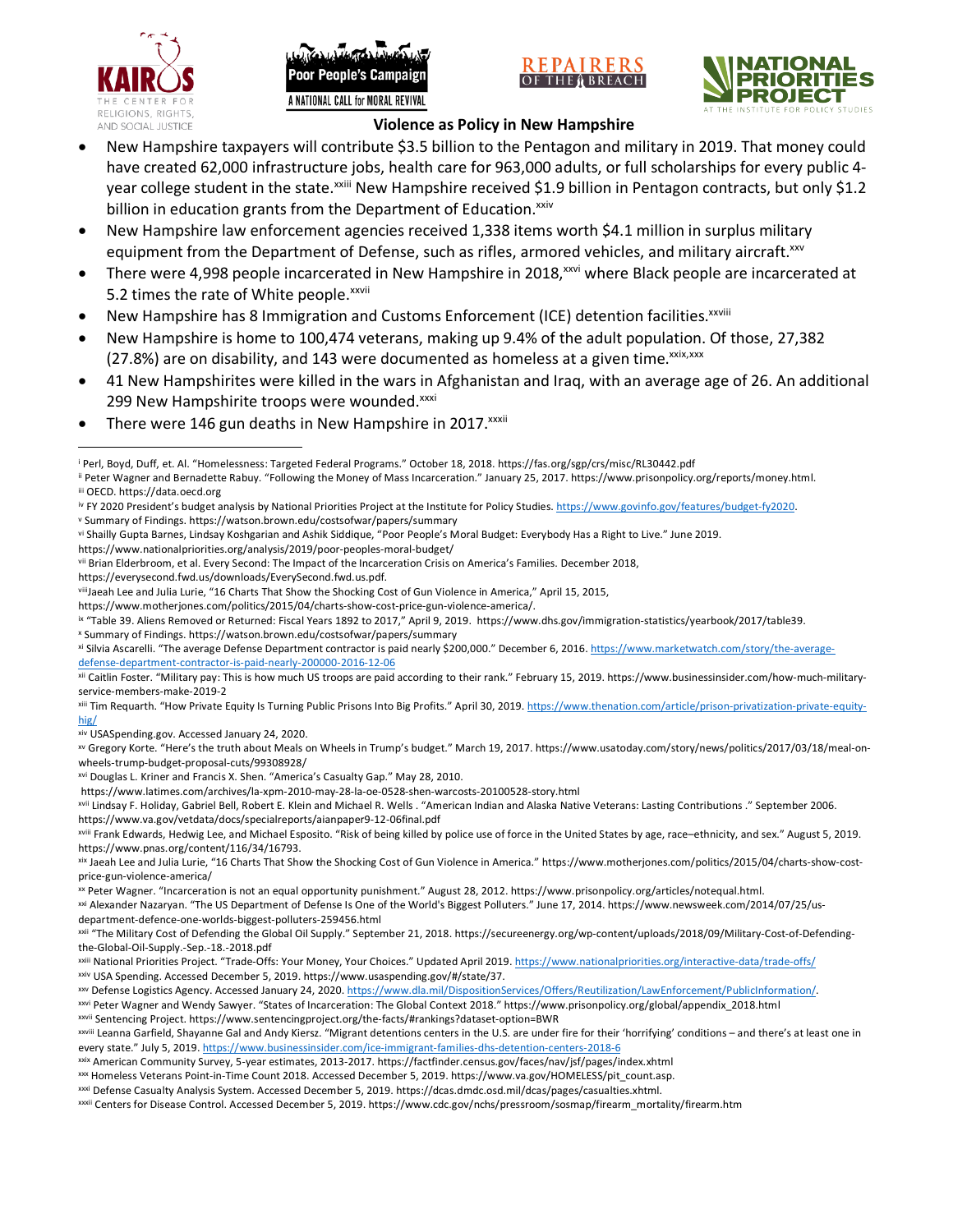**Violence as Policy in New Hampshire**

- New Hampshire taxpayers will contribute $3.5 billion to the Pentagon and military in 2019. That money could have created 62,000 infrastructure jobs, health care for 963,000 adults, or full scholarships for every public 4-year college student in the state.[xxiii] New Hampshire received $1.9 billion in Pentagon contracts, but only $1.2 billion in education grants from the Department of Education.[xxiv]
- New Hampshire law enforcement agencies received 1,338 items worth $4.1 million in surplus military equipment from the Department of Defense, such as rifles, armored vehicles, and military aircraft.[xxv]
- There were 4,998 people incarcerated in New Hampshire in 2018,[xxvi] where Black people are incarcerated at 5.2 times the rate of White people.[xxvii]
- New Hampshire has 8 Immigration and Customs Enforcement (ICE) detention facilities.[xxviii]
- New Hampshire is home to 100,474 veterans, making up 9.4% of the adult population. Of those, 27,382 (27.8%) are on disability, and 143 were documented as homeless at a given time.[xxix,xxx]
- 41 New Hampshirites were killed in the wars in Afghanistan and Iraq, with an average age of 26. An additional 299 New Hampshirite troops were wounded.[xxxi]
- There were 146 gun deaths in New Hampshire in 2017.[xxxii]

---

[i] Perl, Boyd, Duff, et. Al. "Homelessness: Targeted Federal Programs." October 18, 2018. https://fas.org/sgp/crs/misc/RL30442.pdf

[ii] Peter Wagner and Bernadette Rabuy. "Following the Money of Mass Incarceration." January 25, 2017. https://www.prisonpolicy.org/reports/money.html.

[iii] OECD. https://data.oecd.org

[iv] FY 2020 President's budget analysis by National Priorities Project at the Institute for Policy Studies. https://www.govinfo.gov/features/budget-fy2020.

[v] Summary of Findings. https://watson.brown.edu/costsofwar/papers/summary

[vi] Shailly Gupta Barnes, Lindsay Koshgarian and Ashik Siddique, "Poor People's Moral Budget: Everybody Has a Right to Live." June 2019. https://www.nationalpriorities.org/analysis/2019/poor-peoples-moral-budget/

[vii] Brian Elderbroom, et al. Every Second: The Impact of the Incarceration Crisis on America's Families. December 2018, https://everysecond.fwd.us/downloads/EverySecond.fwd.us.pdf.

[viii] Jaeah Lee and Julia Lurie, "16 Charts That Show the Shocking Cost of Gun Violence in America," April 15, 2015, https://www.motherjones.com/politics/2015/04/charts-show-cost-price-gun-violence-america/.

[ix] "Table 39. Aliens Removed or Returned: Fiscal Years 1892 to 2017," April 9, 2019. https://www.dhs.gov/immigration-statistics/yearbook/2017/table39.

[x] Summary of Findings. https://watson.brown.edu/costsofwar/papers/summary

[xi] Silvia Ascarelli. "The average Defense Department contractor is paid nearly $200,000." December 6, 2016. https://www.marketwatch.com/story/the-average-defense-department-contractor-is-paid-nearly-200000-2016-12-06

[xii] Caitlin Foster. "Military pay: This is how much US troops are paid according to their rank." February 15, 2019. https://www.businessinsider.com/how-much-military-service-members-make-2019-2

[xiii] Tim Requarth. "How Private Equity Is Turning Public Prisons Into Big Profits." April 30, 2019. https://www.thenation.com/article/prison-privatization-private-equity-hig/

[xiv] USASpending.gov. Accessed January 24, 2020.

[xv] Gregory Korte. "Here's the truth about Meals on Wheels in Trump's budget." March 19, 2017. https://www.usatoday.com/story/news/politics/2017/03/18/meal-on-wheels-trump-budget-proposal-cuts/99308928/

[xvi] Douglas L. Kriner and Francis X. Shen. "America's Casualty Gap." May 28, 2010. https://www.latimes.com/archives/la-xpm-2010-may-28-la-oe-0528-shen-warcosts-20100528-story.html

[xvii] Lindsay F. Holiday, Gabriel Bell, Robert E. Klein and Michael R. Wells . "American Indian and Alaska Native Veterans: Lasting Contributions ." September 2006. https://www.va.gov/vetdata/docs/specialreports/aianpaper9-12-06final.pdf

[xviii] Frank Edwards, Hedwig Lee, and Michael Esposito. "Risk of being killed by police use of force in the United States by age, race–ethnicity, and sex." August 5, 2019. https://www.pnas.org/content/116/34/16793.

[xix] Jaeah Lee and Julia Lurie, "16 Charts That Show the Shocking Cost of Gun Violence in America." https://www.motherjones.com/politics/2015/04/charts-show-cost-price-gun-violence-america/

[xx] Peter Wagner. "Incarceration is not an equal opportunity punishment." August 28, 2012. https://www.prisonpolicy.org/articles/notequal.html.

[xxi] Alexander Nazaryan. "The US Department of Defense Is One of the World's Biggest Polluters." June 17, 2014. https://www.newsweek.com/2014/07/25/us-department-defence-one-worlds-biggest-polluters-259456.html

[xxii] "The Military Cost of Defending the Global Oil Supply." September 21, 2018. https://secureenergy.org/wp-content/uploads/2018/09/Military-Cost-of-Defending-the-Global-Oil-Supply.-Sep.-18.-2018.pdf

[xxiii] National Priorities Project. "Trade-Offs: Your Money, Your Choices." Updated April 2019. https://www.nationalpriorities.org/interactive-data/trade-offs/

[xxiv] USA Spending. Accessed December 5, 2019. https://www.usaspending.gov/#/state/37.

[xxv] Defense Logistics Agency. Accessed January 24, 2020. https://www.dla.mil/DispositionServices/Offers/Reutilization/LawEnforcement/PublicInformation/.

[xxvi] Peter Wagner and Wendy Sawyer. "States of Incarceration: The Global Context 2018." https://www.prisonpolicy.org/global/appendix_2018.html

[xxvii] Sentencing Project. https://www.sentencingproject.org/the-facts/#rankings?dataset-option=BWR

[xxviii] Leanna Garfield, Shayanne Gal and Andy Kiersz. "Migrant detentions centers in the U.S. are under fire for their 'horrifying' conditions – and there's at least one in every state." July 5, 2019. https://www.businessinsider.com/ice-immigrant-families-dhs-detention-centers-2018-6

[xxix] American Community Survey, 5-year estimates, 2013-2017. https://factfinder.census.gov/faces/nav/jsf/pages/index.xhtml

[xxx] Homeless Veterans Point-in-Time Count 2018. Accessed December 5, 2019. https://www.va.gov/HOMELESS/pit_count.asp.

[xxxi] Defense Casualty Analysis System. Accessed December 5, 2019. https://dcas.dmdc.osd.mil/dcas/pages/casualties.xhtml.

[xxxii] Centers for Disease Control. Accessed December 5, 2019. https://www.cdc.gov/nchs/pressroom/sosmap/firearm_mortality/firearm.htm